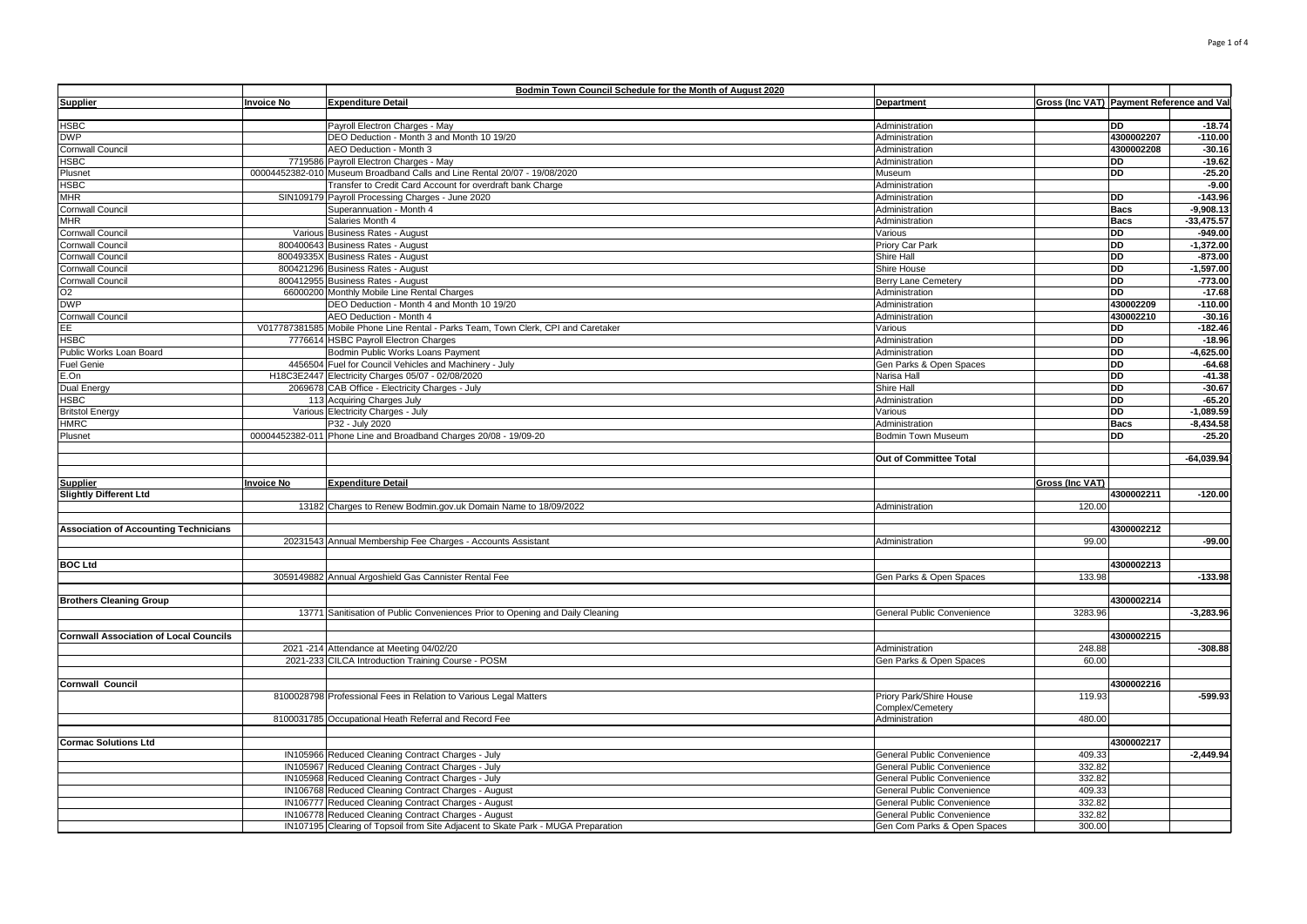| Supplier | Invoice No | Expenditure Detail | Department | Gross (Inc VAT) | Payment Reference and Val | |
|---|---|---|---|---|---|---|
| | | **Bodmin Town Council Schedule for the Month of August 2020** | | | | |
| HSBC | | Payroll Electron Charges - May | Administration | | DD | -18.74 |
| DWP | | DEO Deduction - Month 3 and Month 10 19/20 | Administration | | 4300002207 | -110.00 |
| Cornwall Council | | AEO Deduction - Month 3 | Administration | | 4300002208 | -30.16 |
| HSBC | 7719586 | Payroll Electron Charges - May | Administration | | DD | -19.62 |
| Plusnet | 00004452382-010 | Museum Broadband Calls and Line Rental 20/07 - 19/08/2020 | Museum | | DD | -25.20 |
| HSBC | | Transfer to Credit Card Account for overdraft bank Charge | Administration | | | -9.00 |
| MHR | SIN109179 | Payroll Processing Charges - June 2020 | Administration | | DD | -143.96 |
| Cornwall Council | | Superannuation - Month 4 | Administration | | Bacs | -9,908.13 |
| MHR | | Salaries Month 4 | Administration | | Bacs | -33,475.57 |
| Cornwall Council | Various | Business Rates - August | Various | | DD | -949.00 |
| Cornwall Council | 800400643 | Business Rates - August | Priory Car Park | | DD | -1,372.00 |
| Cornwall Council | 80049335X | Business Rates - August | Shire Hall | | DD | -873.00 |
| Cornwall Council | 800421296 | Business Rates - August | Shire House | | DD | -1,597.00 |
| Cornwall Council | 800412955 | Business Rates - August | Berry Lane Cemetery | | DD | -773.00 |
| O2 | 66000200 | Monthly Mobile Line Rental Charges | Administration | | DD | -17.68 |
| DWP | | DEO Deduction - Month 4 and Month 10 19/20 | Administration | | 430002209 | -110.00 |
| Cornwall Council | | AEO Deduction - Month 4 | Administration | | 430002210 | -30.16 |
| EE | V017787381585 | Mobile Phone Line Rental - Parks Team, Town Clerk, CPI and Caretaker | Various | | DD | -182.46 |
| HSBC | 7776614 | HSBC Payroll Electron Charges | Administration | | DD | -18.96 |
| Public Works Loan Board | | Bodmin Public Works Loans Payment | Administration | | DD | -4,625.00 |
| Fuel Genie | 4456504 | Fuel for Council Vehicles and Machinery - July | Gen Parks & Open Spaces | | DD | -64.68 |
| E.On | H18C3E2447 | Electricity Charges 05/07 - 02/08/2020 | Narisa Hall | | DD | -41.38 |
| Dual Energy | 2069678 | CAB Office - Electricity Charges - July | Shire Hall | | DD | -30.67 |
| HSBC | 113 | Acquiring Charges July | Administration | | DD | -65.20 |
| Britstol Energy | Various | Electricity Charges - July | Various | | DD | -1,089.59 |
| HMRC | | P32 - July 2020 | Administration | | Bacs | -8,434.58 |
| Plusnet | 00004452382-011 | Phone Line and Broadband Charges 20/08 - 19/09-20 | Bodmin Town Museum | | DD | -25.20 |
| | | | **Out of Committee Total** | | | **-64,039.94** |
| **Supplier** | **Invoice No** | **Expenditure Detail** | | **Gross (Inc VAT)** | | |
| **Slightly Different Ltd** | | | | | 4300002211 | -120.00 |
| | 13182 | Charges to Renew Bodmin.gov.uk Domain Name to 18/09/2022 | Administration | 120.00 | | |
| **Association of Accounting Technicians** | | | | | 4300002212 | |
| | 20231543 | Annual Membership Fee Charges - Accounts Assistant | Administration | 99.00 | | -99.00 |
| **BOC Ltd** | | | | | 4300002213 | |
| | 3059149882 | Annual Argoshield Gas Cannister Rental Fee | Gen Parks & Open Spaces | 133.98 | | -133.98 |
| **Brothers Cleaning Group** | | | | | 4300002214 | |
| | 13771 | Sanitisation of Public Conveniences Prior to Opening and Daily Cleaning | General Public Convenience | 3283.96 | | -3,283.96 |
| **Cornwall Association of Local Councils** | | | | | 4300002215 | |
| | 2021 -214 | Attendance at Meeting 04/02/20 | Administration | 248.88 | | -308.88 |
| | 2021-233 | CILCA Introduction Training Course - POSM | Gen Parks & Open Spaces | 60.00 | | |
| **Cornwall Council** | | | | | 4300002216 | |
| | 8100028798 | Professional Fees in Relation to Various Legal Matters | Priory Park/Shire House Complex/Cemetery | 119.93 | | -599.93 |
| | 8100031785 | Occupational Heath Referral and Record Fee | Administration | 480.00 | | |
| **Cormac Solutions Ltd** | | | | | 4300002217 | |
| | IN105966 | Reduced Cleaning Contract Charges - July | General Public Convenience | 409.33 | | -2,449.94 |
| | IN105967 | Reduced Cleaning Contract Charges - July | General Public Convenience | 332.82 | | |
| | IN105968 | Reduced Cleaning Contract Charges - July | General Public Convenience | 332.82 | | |
| | IN106768 | Reduced Cleaning Contract Charges - August | General Public Convenience | 409.33 | | |
| | IN106777 | Reduced Cleaning Contract Charges - August | General Public Convenience | 332.82 | | |
| | IN106778 | Reduced Cleaning Contract Charges - August | General Public Convenience | 332.82 | | |
| | IN107195 | Clearing of Topsoil from Site Adjacent to Skate Park - MUGA Preparation | Gen Com Parks & Open Spaces | 300.00 | | |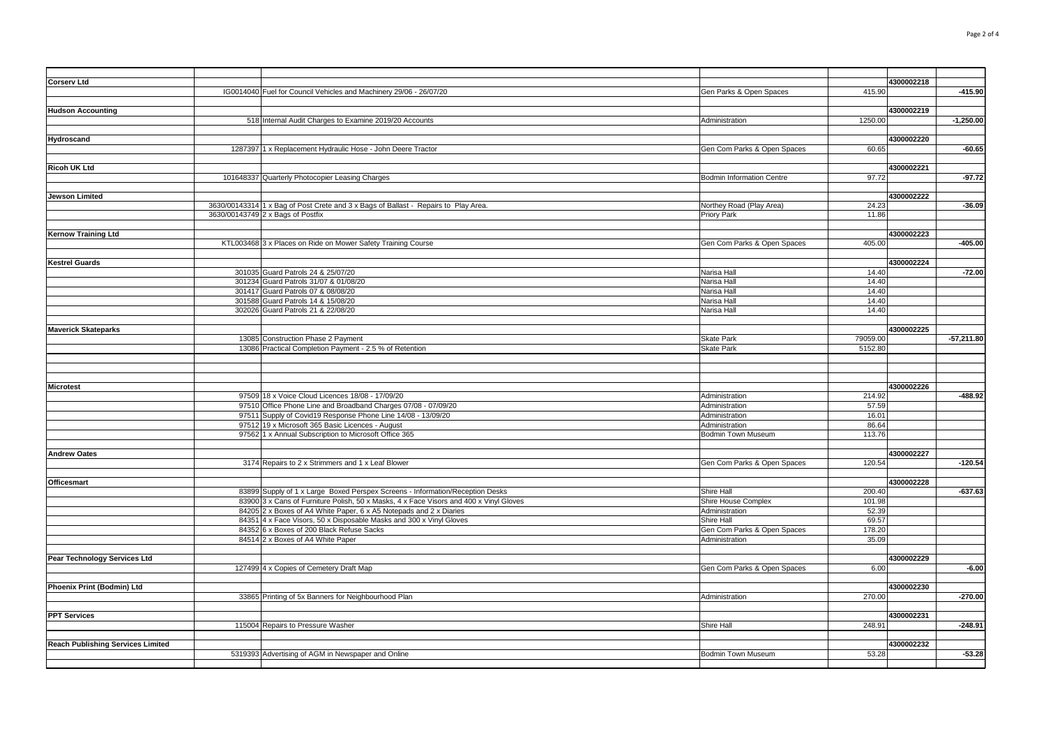| | | | | | | |
|---|---|---|---|---|---|---|
| **Corserv Ltd** | | | | | 4300002218 | |
| | IG0014040 | Fuel for Council Vehicles and Machinery 29/06 - 26/07/20 | Gen Parks & Open Spaces | 415.90 | | -415.90 |
| | | | | | | |
| **Hudson Accounting** | | | | | 4300002219 | |
| | 518 | Internal Audit Charges to Examine 2019/20 Accounts | Administration | 1250.00 | | -1,250.00 |
| | | | | | | |
| **Hydroscand** | | | | | 4300002220 | |
| | 1287397 | 1 x Replacement Hydraulic Hose - John Deere Tractor | Gen Com Parks & Open Spaces | 60.65 | | -60.65 |
| | | | | | | |
| **Ricoh UK Ltd** | | | | | 4300002221 | |
| | 101648337 | Quarterly Photocopier Leasing Charges | Bodmin Information Centre | 97.72 | | -97.72 |
| | | | | | | |
| **Jewson Limited** | | | | | 4300002222 | |
| | 3630/00143314 | 1 x Bag of Post Crete and 3 x Bags of Ballast - Repairs to Play Area. | Northey Road (Play Area) | 24.23 | | -36.09 |
| | 3630/00143749 | 2 x Bags of Postfix | Priory Park | 11.86 | | |
| | | | | | | |
| **Kernow Training Ltd** | | | | | 4300002223 | |
| | KTL003468 | 3 x Places on Ride on Mower Safety Training Course | Gen Com Parks & Open Spaces | 405.00 | | -405.00 |
| | | | | | | |
| **Kestrel Guards** | | | | | 4300002224 | |
| | 301035 | Guard Patrols 24 & 25/07/20 | Narisa Hall | 14.40 | | -72.00 |
| | 301234 | Guard Patrols 31/07 & 01/08/20 | Narisa Hall | 14.40 | | |
| | 301417 | Guard Patrols 07 & 08/08/20 | Narisa Hall | 14.40 | | |
| | 301588 | Guard Patrols 14 & 15/08/20 | Narisa Hall | 14.40 | | |
| | 302026 | Guard Patrols 21 & 22/08/20 | Narisa Hall | 14.40 | | |
| | | | | | | |
| **Maverick Skateparks** | | | | | 4300002225 | |
| | 13085 | Construction Phase 2 Payment | Skate Park | 79059.00 | | -57,211.80 |
| | 13086 | Practical Completion Payment - 2.5 % of Retention | Skate Park | 5152.80 | | |
| | | | | | | |
| **Microtest** | | | | | 4300002226 | |
| | 97509 | 18 x Voice Cloud Licences 18/08 - 17/09/20 | Administration | 214.92 | | -488.92 |
| | 97510 | Office Phone Line and Broadband Charges 07/08 - 07/09/20 | Administration | 57.59 | | |
| | 97511 | Supply of Covid19 Response Phone Line 14/08 - 13/09/20 | Administration | 16.01 | | |
| | 97512 | 19 x Microsoft 365 Basic Licences - August | Administration | 86.64 | | |
| | 97562 | 1 x Annual Subscription to Microsoft Office 365 | Bodmin Town Museum | 113.76 | | |
| | | | | | | |
| **Andrew Oates** | | | | | 4300002227 | |
| | 3174 | Repairs to 2 x Strimmers and 1 x Leaf Blower | Gen Com Parks & Open Spaces | 120.54 | | -120.54 |
| | | | | | | |
| **Officesmart** | | | | | 4300002228 | |
| | 83899 | Supply of 1 x Large Boxed Perspex Screens - Information/Reception Desks | Shire Hall | 200.40 | | -637.63 |
| | 83900 | 3 x Cans of Furniture Polish, 50 x Masks, 4 x Face Visors and 400 x Vinyl Gloves | Shire House Complex | 101.98 | | |
| | 84205 | 2 x Boxes of A4 White Paper, 6 x A5 Notepads and 2 x Diaries | Administration | 52.39 | | |
| | 84351 | 4 x Face Visors, 50 x Disposable Masks and 300 x Vinyl Gloves | Shire Hall | 69.57 | | |
| | 84352 | 6 x Boxes of 200 Black Refuse Sacks | Gen Com Parks & Open Spaces | 178.20 | | |
| | 84514 | 2 x Boxes of A4 White Paper | Administration | 35.09 | | |
| | | | | | | |
| **Pear Technology Services Ltd** | | | | | 4300002229 | |
| | 127499 | 4 x Copies of Cemetery Draft Map | Gen Com Parks & Open Spaces | 6.00 | | -6.00 |
| | | | | | | |
| **Phoenix Print (Bodmin) Ltd** | | | | | 4300002230 | |
| | 33865 | Printing of 5x Banners for Neighbourhood Plan | Administration | 270.00 | | -270.00 |
| | | | | | | |
| **PPT Services** | | | | | 4300002231 | |
| | 115004 | Repairs to Pressure Washer | Shire Hall | 248.91 | | -248.91 |
| | | | | | | |
| **Reach Publishing Services Limited** | | | | | 4300002232 | |
| | 5319393 | Advertising of AGM in Newspaper and Online | Bodmin Town Museum | 53.28 | | -53.28 |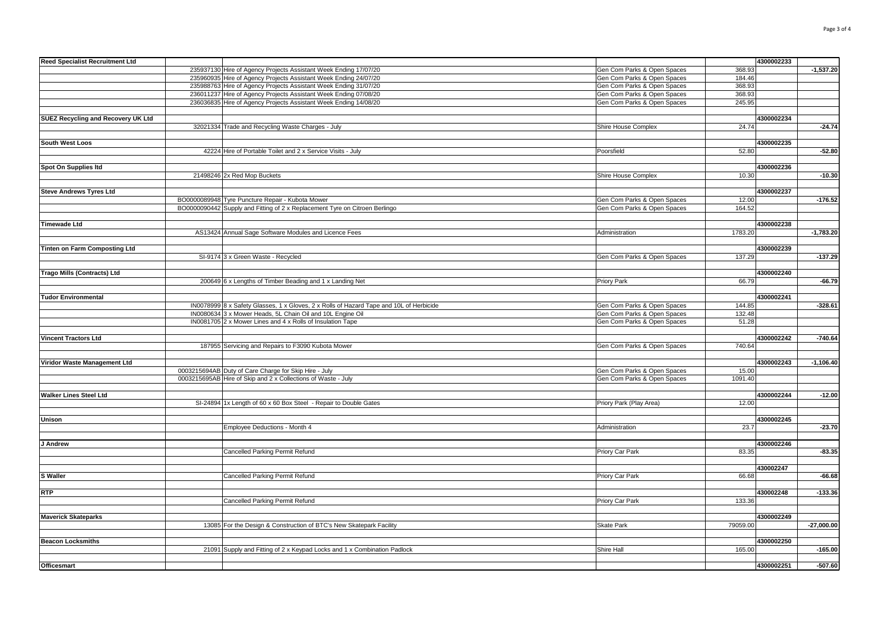| Supplier | Invoice No | Description | Cost Centre | Amount | Reference | Total |
|---|---|---|---|---|---|---|
| **Reed Specialist Recruitment Ltd** | | | | | **4300002233** | |
| | 235937130 | Hire of Agency Projects Assistant Week Ending 17/07/20 | Gen Com Parks & Open Spaces | 368.93 | | **-1,537.20** |
| | 235960935 | Hire of Agency Projects Assistant Week Ending 24/07/20 | Gen Com Parks & Open Spaces | 184.46 | | |
| | 235988763 | Hire of Agency Projects Assistant Week Ending 31/07/20 | Gen Com Parks & Open Spaces | 368.93 | | |
| | 236011237 | Hire of Agency Projects Assistant Week Ending 07/08/20 | Gen Com Parks & Open Spaces | 368.93 | | |
| | 236036835 | Hire of Agency Projects Assistant Week Ending 14/08/20 | Gen Com Parks & Open Spaces | 245.95 | | |
| **SUEZ Recycling and Recovery UK Ltd** | | | | | **4300002234** | |
| | 32021334 | Trade and Recycling Waste Charges - July | Shire House Complex | 24.74 | | **-24.74** |
| **South West Loos** | | | | | **4300002235** | |
| | 42224 | Hire of Portable Toilet and 2 x Service Visits - July | Poorsfield | 52.80 | | **-52.80** |
| **Spot On Supplies ltd** | | | | | **4300002236** | |
| | 21498246 | 2x Red Mop Buckets | Shire House Complex | 10.30 | | **-10.30** |
| **Steve Andrews Tyres Ltd** | | | | | **4300002237** | |
| | BO0000089948 | Tyre Puncture Repair - Kubota Mower | Gen Com Parks & Open Spaces | 12.00 | | **-176.52** |
| | BO0000090442 | Supply and Fitting of 2 x Replacement Tyre on Citroen Berlingo | Gen Com Parks & Open Spaces | 164.52 | | |
| **Timewade Ltd** | | | | | **4300002238** | |
| | AS13424 | Annual Sage Software Modules and Licence Fees | Administration | 1783.20 | | **-1,783.20** |
| **Tinten on Farm Composting Ltd** | | | | | **4300002239** | |
| | SI-9174 | 3 x Green Waste - Recycled | Gen Com Parks & Open Spaces | 137.29 | | **-137.29** |
| **Trago Mills (Contracts) Ltd** | | | | | **4300002240** | |
| | 200649 | 6 x Lengths of Timber Beading and 1 x Landing Net | Priory Park | 66.79 | | **-66.79** |
| **Tudor Environmental** | | | | | **4300002241** | |
| | IN0078999 | 8 x Safety Glasses, 1 x Gloves, 2 x Rolls of Hazard Tape and 10L of Herbicide | Gen Com Parks & Open Spaces | 144.85 | | **-328.61** |
| | IN0080634 | 3 x Mower Heads, 5L Chain Oil and 10L Engine Oil | Gen Com Parks & Open Spaces | 132.48 | | |
| | IN0081705 | 2 x Mower Lines and 4 x Rolls of Insulation Tape | Gen Com Parks & Open Spaces | 51.28 | | |
| **Vincent Tractors Ltd** | | | | | **4300002242** | **-740.64** |
| | 187955 | Servicing and Repairs to F3090 Kubota Mower | Gen Com Parks & Open Spaces | 740.64 | | |
| **Viridor Waste Management Ltd** | | | | | **4300002243** | **-1,106.40** |
| | 0003215694AB | Duty of Care Charge for Skip Hire - July | Gen Com Parks & Open Spaces | 15.00 | | |
| | 0003215695AB | Hire of Skip and 2 x Collections of Waste - July | Gen Com Parks & Open Spaces | 1091.40 | | |
| **Walker Lines Steel Ltd** | | | | | **4300002244** | **-12.00** |
| | SI-24894 | 1x Length of 60 x 60 Box Steel - Repair to Double Gates | Priory Park (Play Area) | 12.00 | | |
| **Unison** | | | | | **4300002245** | |
| | | Employee Deductions - Month 4 | Administration | 23.7 | | **-23.70** |
| **J Andrew** | | | | | **4300002246** | |
| | | Cancelled Parking Permit Refund | Priory Car Park | 83.35 | | **-83.35** |
| | | | | | **430002247** | |
| **S Waller** | | Cancelled Parking Permit Refund | Priory Car Park | 66.68 | | **-66.68** |
| **RTP** | | | | | **430002248** | **-133.36** |
| | | Cancelled Parking Permit Refund | Priory Car Park | 133.36 | | |
| **Maverick Skateparks** | | | | | **4300002249** | |
| | 13085 | For the Design & Construction of BTC's New Skatepark Facility | Skate Park | 79059.00 | | **-27,000.00** |
| **Beacon Locksmiths** | | | | | **4300002250** | |
| | 21091 | Supply and Fitting of 2 x Keypad Locks and 1 x Combination Padlock | Shire Hall | 165.00 | | **-165.00** |
| **Officesmart** | | | | | **4300002251** | **-507.60** |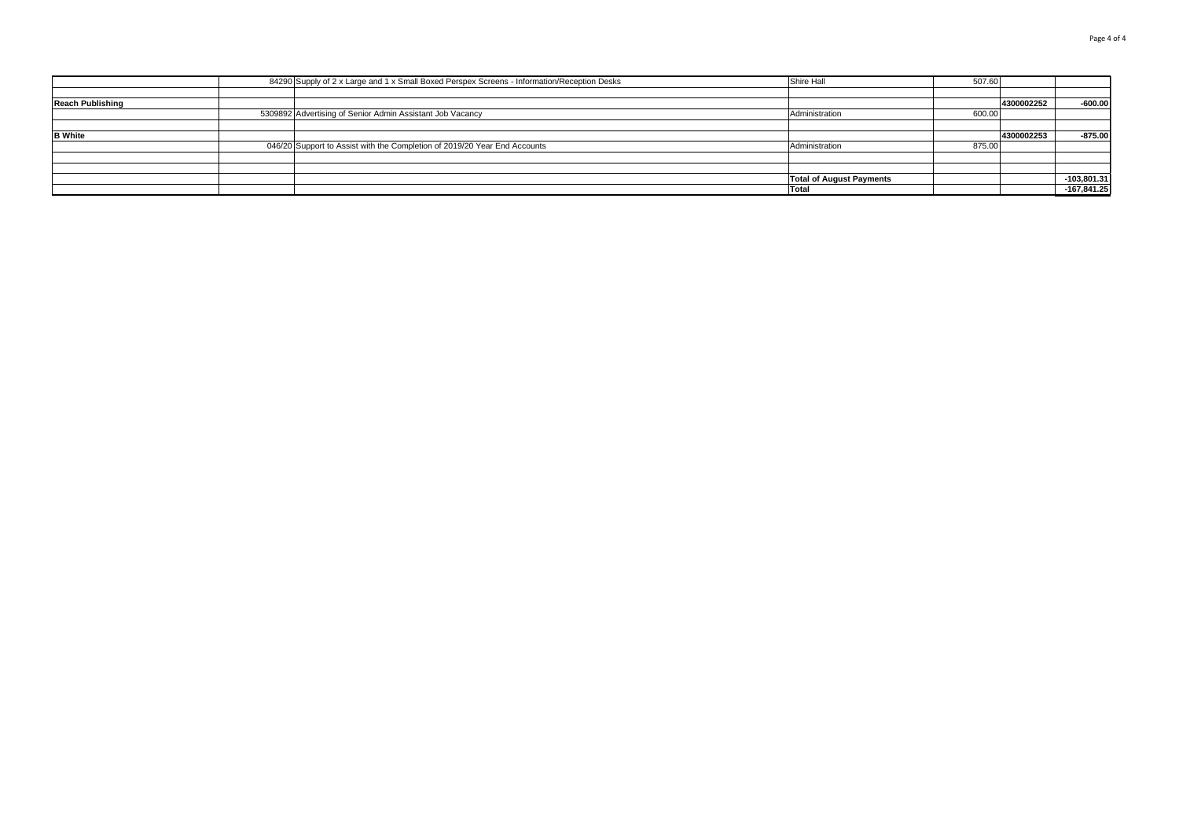| | | | | | | |
|---|---|---|---|---|---|---|
| | 84290 | Supply of 2 x Large and 1 x Small Boxed Perspex Screens - Information/Reception Desks | Shire Hall | 507.60 | | |
| | | | | | | |
| **Reach Publishing** | | | | | **4300002252** | **-600.00** |
| | 5309892 | Advertising of Senior Admin Assistant Job Vacancy | Administration | 600.00 | | |
| | | | | | | |
| **B White** | | | | | **4300002253** | **-875.00** |
| | 046/20 | Support to Assist with the Completion of 2019/20 Year End Accounts | Administration | 875.00 | | |
| | | | | | | |
| | | | | | | |
| | | | **Total of August Payments** | | | **-103,801.31** |
| | | | **Total** | | | **-167,841.25** |